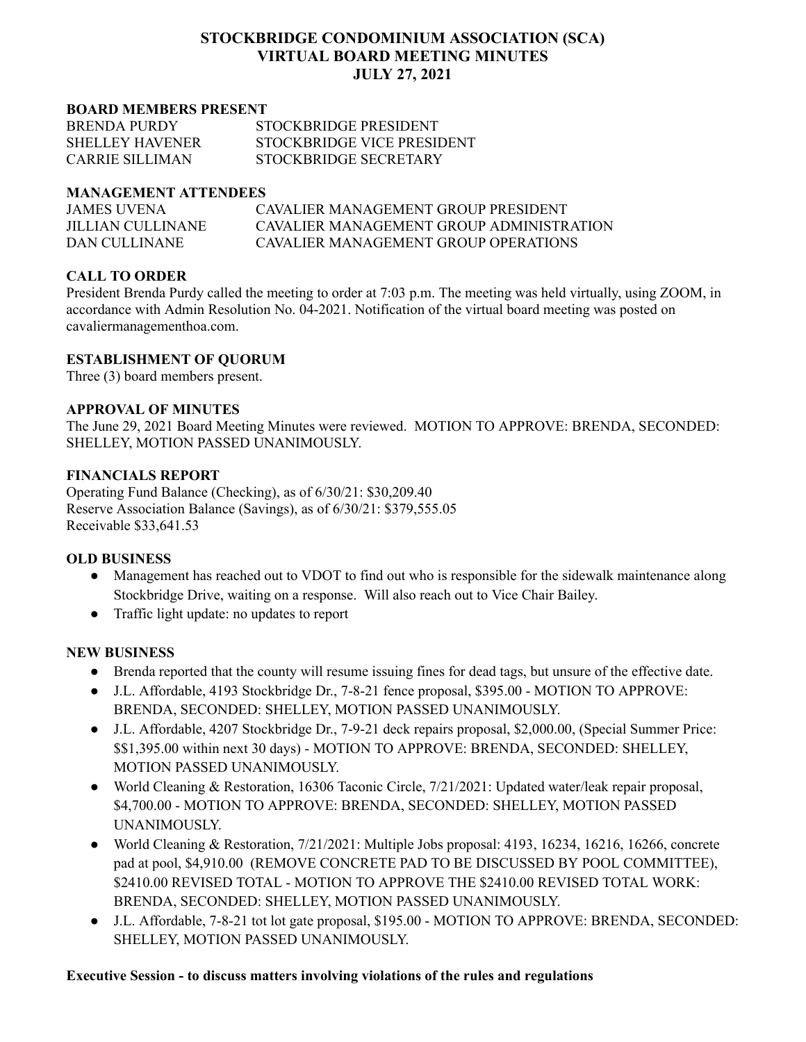# STOCKBRIDGE CONDOMINIUM ASSOCIATION (SCA)
# VIRTUAL BOARD MEETING MINUTES
# JULY 27, 2021

**BOARD MEMBERS PRESENT**

| | |
|---|---|
| BRENDA PURDY | STOCKBRIDGE PRESIDENT |
| SHELLEY HAVENER | STOCKBRIDGE VICE PRESIDENT |
| CARRIE SILLIMAN | STOCKBRIDGE SECRETARY |

**MANAGEMENT ATTENDEES**

| | |
|---|---|
| JAMES UVENA | CAVALIER MANAGEMENT GROUP PRESIDENT |
| JILLIAN CULLINANE | CAVALIER MANAGEMENT GROUP ADMINISTRATION |
| DAN CULLINANE | CAVALIER MANAGEMENT GROUP OPERATIONS |

**CALL TO ORDER**

President Brenda Purdy called the meeting to order at 7:03 p.m. The meeting was held virtually, using ZOOM, in accordance with Admin Resolution No. 04-2021. Notification of the virtual board meeting was posted on cavaliermanagementhoa.com.

**ESTABLISHMENT OF QUORUM**

Three (3) board members present.

**APPROVAL OF MINUTES**

The June 29, 2021 Board Meeting Minutes were reviewed. MOTION TO APPROVE: BRENDA, SECONDED: SHELLEY, MOTION PASSED UNANIMOUSLY.

**FINANCIALS REPORT**

Operating Fund Balance (Checking), as of 6/30/21: $30,209.40
Reserve Association Balance (Savings), as of 6/30/21: $379,555.05
Receivable $33,641.53

**OLD BUSINESS**

- Management has reached out to VDOT to find out who is responsible for the sidewalk maintenance along Stockbridge Drive, waiting on a response. Will also reach out to Vice Chair Bailey.
- Traffic light update: no updates to report

**NEW BUSINESS**

- Brenda reported that the county will resume issuing fines for dead tags, but unsure of the effective date.
- J.L. Affordable, 4193 Stockbridge Dr., 7-8-21 fence proposal, $395.00 - MOTION TO APPROVE: BRENDA, SECONDED: SHELLEY, MOTION PASSED UNANIMOUSLY.
- J.L. Affordable, 4207 Stockbridge Dr., 7-9-21 deck repairs proposal, $2,000.00, (Special Summer Price: $$1,395.00 within next 30 days) - MOTION TO APPROVE: BRENDA, SECONDED: SHELLEY, MOTION PASSED UNANIMOUSLY.
- World Cleaning & Restoration, 16306 Taconic Circle, 7/21/2021: Updated water/leak repair proposal, $4,700.00 - MOTION TO APPROVE: BRENDA, SECONDED: SHELLEY, MOTION PASSED UNANIMOUSLY.
- World Cleaning & Restoration, 7/21/2021: Multiple Jobs proposal: 4193, 16234, 16216, 16266, concrete pad at pool, $4,910.00 (REMOVE CONCRETE PAD TO BE DISCUSSED BY POOL COMMITTEE), $2410.00 REVISED TOTAL - MOTION TO APPROVE THE $2410.00 REVISED TOTAL WORK: BRENDA, SECONDED: SHELLEY, MOTION PASSED UNANIMOUSLY.
- J.L. Affordable, 7-8-21 tot lot gate proposal, $195.00 - MOTION TO APPROVE: BRENDA, SECONDED: SHELLEY, MOTION PASSED UNANIMOUSLY.

**Executive Session - to discuss matters involving violations of the rules and regulations**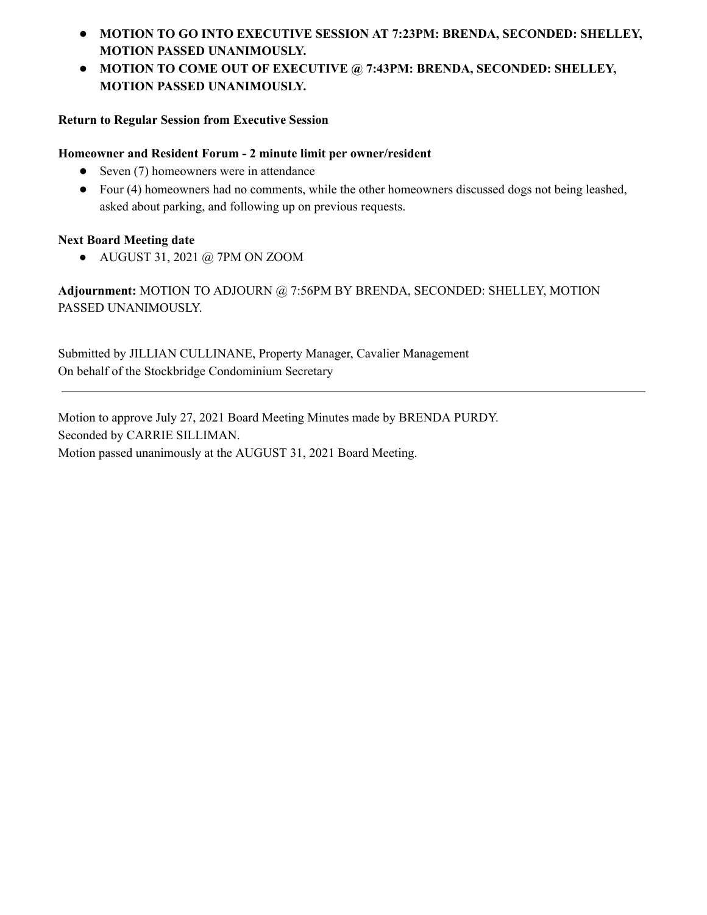- **MOTION TO GO INTO EXECUTIVE SESSION AT 7:23PM: BRENDA, SECONDED: SHELLEY, MOTION PASSED UNANIMOUSLY.**
- **MOTION TO COME OUT OF EXECUTIVE @ 7:43PM: BRENDA, SECONDED: SHELLEY, MOTION PASSED UNANIMOUSLY.**

**Return to Regular Session from Executive Session**

**Homeowner and Resident Forum - 2 minute limit per owner/resident**

- Seven (7) homeowners were in attendance
- Four (4) homeowners had no comments, while the other homeowners discussed dogs not being leashed, asked about parking, and following up on previous requests.

**Next Board Meeting date**

- AUGUST 31, 2021 @ 7PM ON ZOOM

**Adjournment:** MOTION TO ADJOURN @ 7:56PM BY BRENDA, SECONDED: SHELLEY, MOTION PASSED UNANIMOUSLY.

Submitted by JILLIAN CULLINANE, Property Manager, Cavalier Management
On behalf of the Stockbridge Condominium Secretary

---

Motion to approve July 27, 2021 Board Meeting Minutes made by BRENDA PURDY.
Seconded by CARRIE SILLIMAN.
Motion passed unanimously at the AUGUST 31, 2021 Board Meeting.